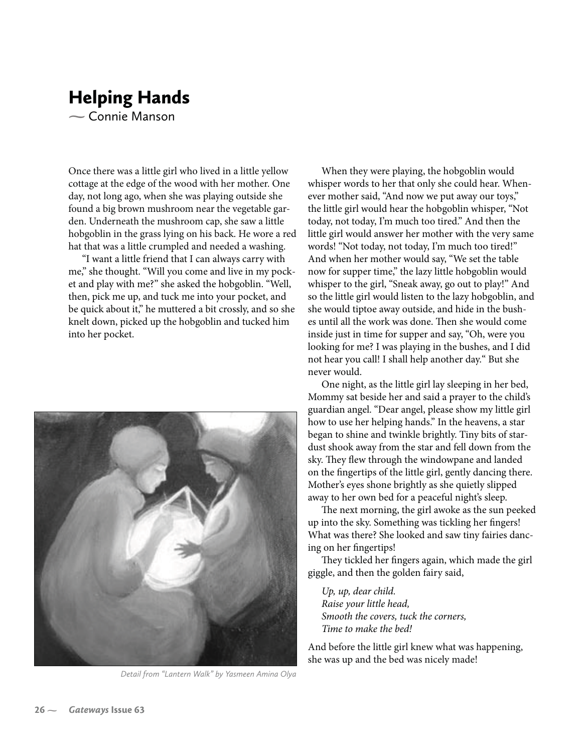# Helping Hands

~ Connie Manson

Once there was a little girl who lived in a little yellow cottage at the edge of the wood with her mother. One day, not long ago, when she was playing outside she found a big brown mushroom near the vegetable garden. Underneath the mushroom cap, she saw a little hobgoblin in the grass lying on his back. He wore a red hat that was a little crumpled and needed a washing.

"I want a little friend that I can always carry with me," she thought. "Will you come and live in my pocket and play with me?" she asked the hobgoblin. "Well, then, pick me up, and tuck me into your pocket, and be quick about it," he muttered a bit crossly, and so she knelt down, picked up the hobgoblin and tucked him into her pocket.

*Detail from "Lantern Walk" by Yasmeen Amina Olya*

When they were playing, the hobgoblin would whisper words to her that only she could hear. Whenever mother said, "And now we put away our toys," the little girl would hear the hobgoblin whisper, "Not today, not today, I'm much too tired." And then the little girl would answer her mother with the very same words! "Not today, not today, I'm much too tired!" And when her mother would say, "We set the table now for supper time," the lazy little hobgoblin would whisper to the girl, "Sneak away, go out to play!" And so the little girl would listen to the lazy hobgoblin, and she would tiptoe away outside, and hide in the bushes until all the work was done. Then she would come inside just in time for supper and say, "Oh, were you looking for me? I was playing in the bushes, and I did not hear you call! I shall help another day." But she never would.

One night, as the little girl lay sleeping in her bed, Mommy sat beside her and said a prayer to the child's guardian angel. "Dear angel, please show my little girl how to use her helping hands." In the heavens, a star began to shine and twinkle brightly. Tiny bits of stardust shook away from the star and fell down from the sky. They flew through the windowpane and landed on the fingertips of the little girl, gently dancing there. Mother's eyes shone brightly as she quietly slipped away to her own bed for a peaceful night's sleep.

The next morning, the girl awoke as the sun peeked up into the sky. Something was tickling her fingers! What was there? She looked and saw tiny fairies dancing on her fingertips!

They tickled her fingers again, which made the girl giggle, and then the golden fairy said,

*Up, up, dear child.*
*Raise your little head,*
*Smooth the covers, tuck the corners,*
*Time to make the bed!*

And before the little girl knew what was happening, she was up and the bed was nicely made!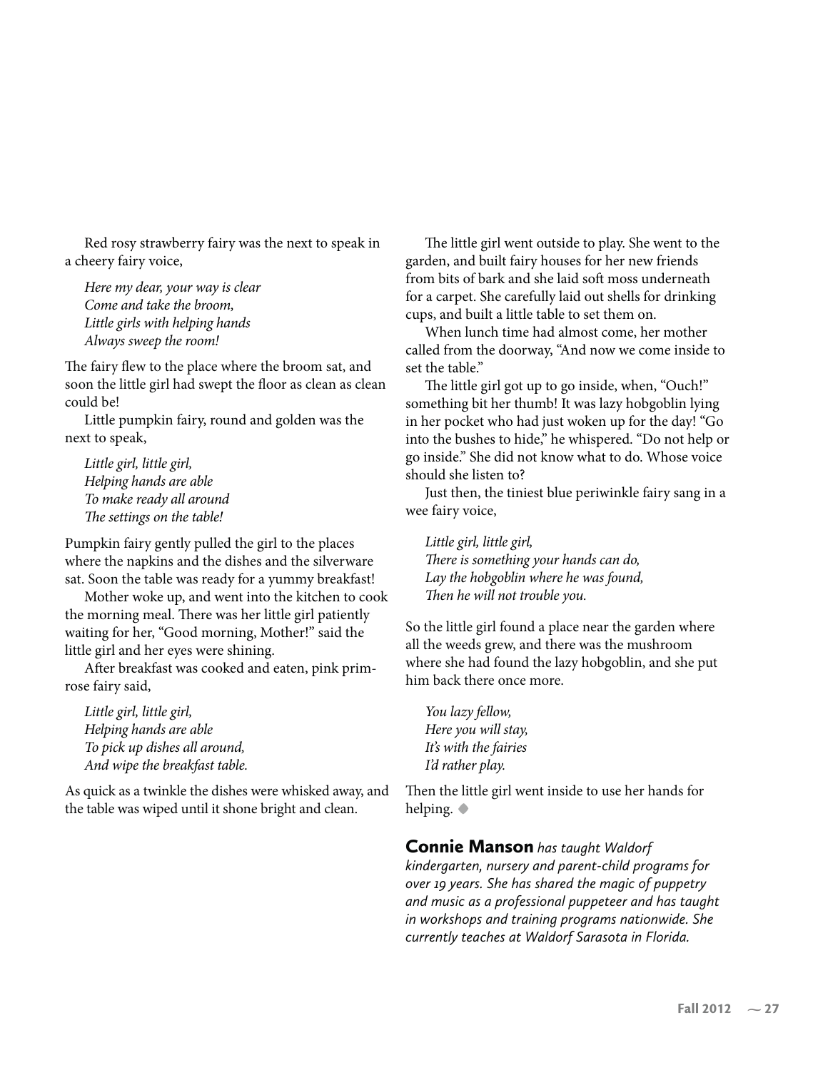Red rosy strawberry fairy was the next to speak in a cheery fairy voice,

*Here my dear, your way is clear*
*Come and take the broom,*
*Little girls with helping hands*
*Always sweep the room!*

The fairy flew to the place where the broom sat, and soon the little girl had swept the floor as clean as clean could be!

Little pumpkin fairy, round and golden was the next to speak,

*Little girl, little girl,*
*Helping hands are able*
*To make ready all around*
*The settings on the table!*

Pumpkin fairy gently pulled the girl to the places where the napkins and the dishes and the silverware sat. Soon the table was ready for a yummy breakfast!

Mother woke up, and went into the kitchen to cook the morning meal. There was her little girl patiently waiting for her, "Good morning, Mother!" said the little girl and her eyes were shining.

After breakfast was cooked and eaten, pink primrose fairy said,

*Little girl, little girl,*
*Helping hands are able*
*To pick up dishes all around,*
*And wipe the breakfast table.*

As quick as a twinkle the dishes were whisked away, and the table was wiped until it shone bright and clean.

The little girl went outside to play. She went to the garden, and built fairy houses for her new friends from bits of bark and she laid soft moss underneath for a carpet. She carefully laid out shells for drinking cups, and built a little table to set them on.

When lunch time had almost come, her mother called from the doorway, "And now we come inside to set the table."

The little girl got up to go inside, when, "Ouch!" something bit her thumb! It was lazy hobgoblin lying in her pocket who had just woken up for the day! "Go into the bushes to hide," he whispered. "Do not help or go inside." She did not know what to do. Whose voice should she listen to?

Just then, the tiniest blue periwinkle fairy sang in a wee fairy voice,

*Little girl, little girl,*
*There is something your hands can do,*
*Lay the hobgoblin where he was found,*
*Then he will not trouble you.*

So the little girl found a place near the garden where all the weeds grew, and there was the mushroom where she had found the lazy hobgoblin, and she put him back there once more.

*You lazy fellow,*
*Here you will stay,*
*It's with the fairies*
*I'd rather play.*

Then the little girl went inside to use her hands for helping. ◆

**Connie Manson** *has taught Waldorf kindergarten, nursery and parent-child programs for over 19 years. She has shared the magic of puppetry and music as a professional puppeteer and has taught in workshops and training programs nationwide. She currently teaches at Waldorf Sarasota in Florida.*